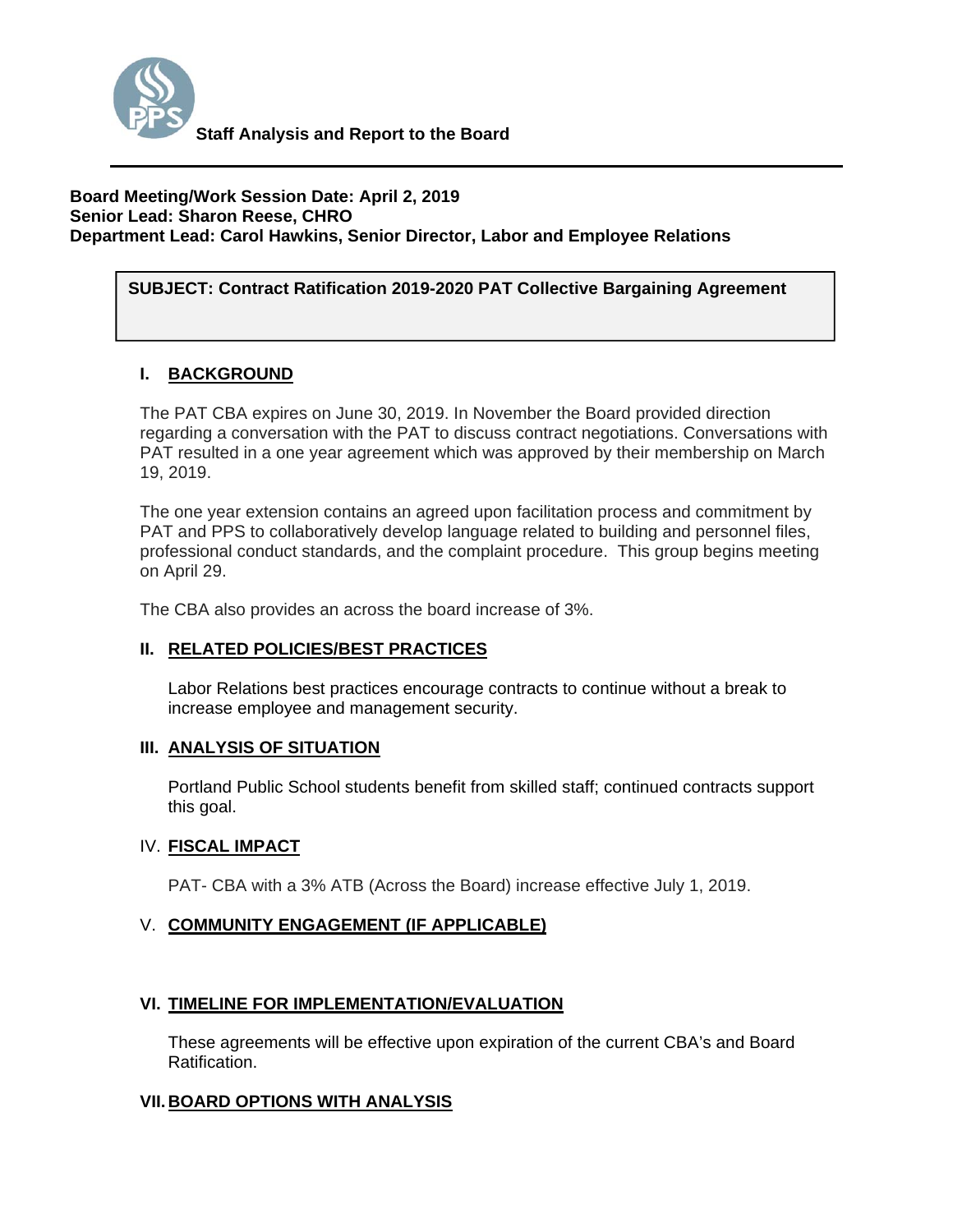**Staff Analysis and Report to the Board**

---

**Board Meeting/Work Session Date: April 2, 2019**
**Senior Lead: Sharon Reese, CHRO**
**Department Lead: Carol Hawkins, Senior Director, Labor and Employee Relations**

**SUBJECT: Contract Ratification 2019-2020 PAT Collective Bargaining Agreement**

## I. BACKGROUND

The PAT CBA expires on June 30, 2019. In November the Board provided direction regarding a conversation with the PAT to discuss contract negotiations. Conversations with PAT resulted in a one year agreement which was approved by their membership on March 19, 2019.

The one year extension contains an agreed upon facilitation process and commitment by PAT and PPS to collaboratively develop language related to building and personnel files, professional conduct standards, and the complaint procedure. This group begins meeting on April 29.

The CBA also provides an across the board increase of 3%.

## II. RELATED POLICIES/BEST PRACTICES

Labor Relations best practices encourage contracts to continue without a break to increase employee and management security.

## III. ANALYSIS OF SITUATION

Portland Public School students benefit from skilled staff; continued contracts support this goal.

## IV. FISCAL IMPACT

PAT- CBA with a 3% ATB (Across the Board) increase effective July 1, 2019.

## V. COMMUNITY ENGAGEMENT (IF APPLICABLE)

## VI. TIMELINE FOR IMPLEMENTATION/EVALUATION

These agreements will be effective upon expiration of the current CBA's and Board Ratification.

## VII. BOARD OPTIONS WITH ANALYSIS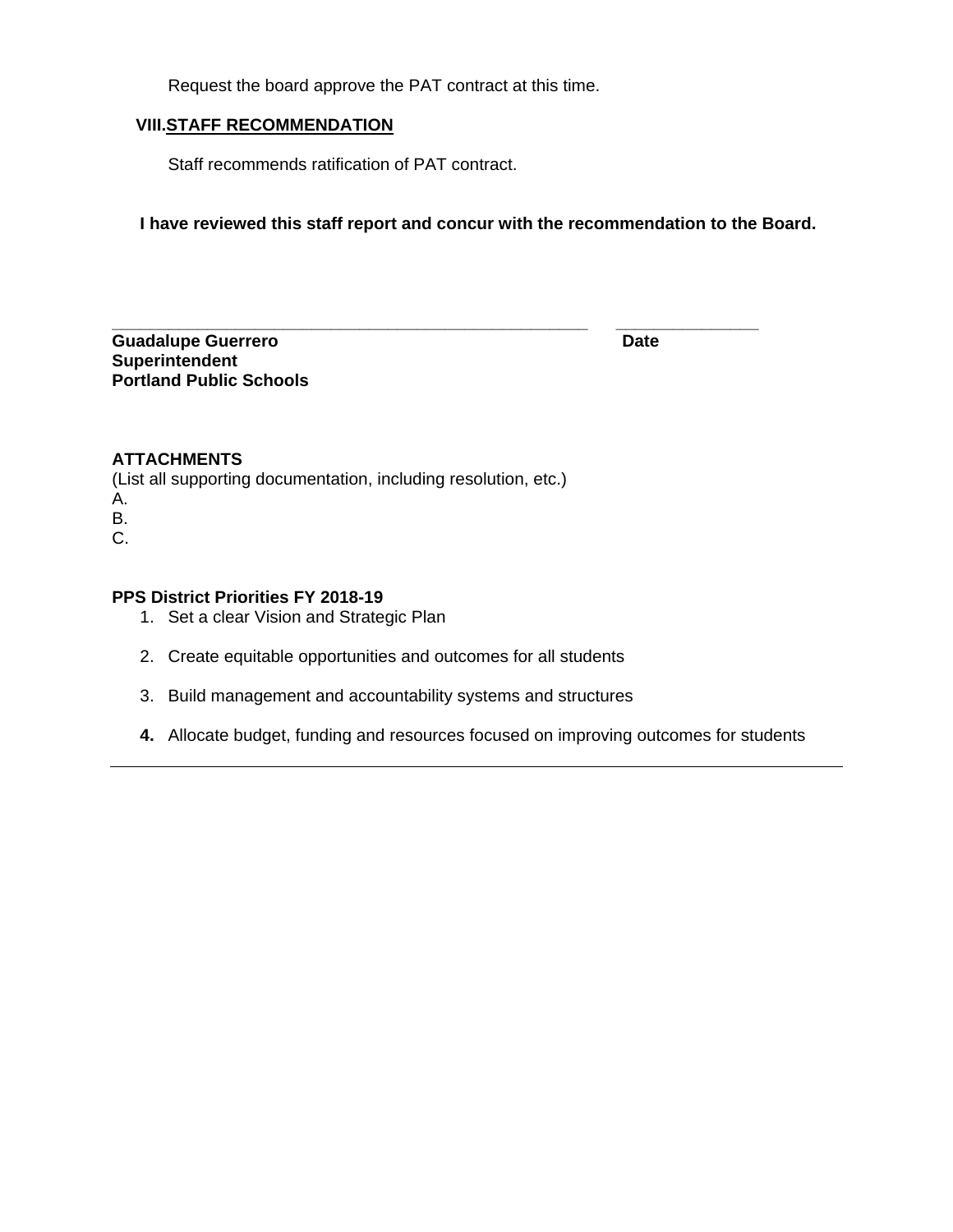Request the board approve the PAT contract at this time.

## VIII. STAFF RECOMMENDATION

Staff recommends ratification of PAT contract.

**I have reviewed this staff report and concur with the recommendation to the Board.**

\_\_\_\_\_\_\_\_\_\_\_\_\_\_\_\_\_\_\_\_\_\_\_\_\_\_\_\_\_\_\_\_\_\_\_\_\_\_\_\_\_\_\_\_\_\_\_\_\_\_\_\_\_ \_\_\_\_\_\_\_\_\_\_\_\_\_\_\_\_

**Guadalupe Guerrero** **Date**
**Superintendent**
**Portland Public Schools**

**ATTACHMENTS**
(List all supporting documentation, including resolution, etc.)
A.
B.
C.

**PPS District Priorities FY 2018-19**

1. Set a clear Vision and Strategic Plan
2. Create equitable opportunities and outcomes for all students
3. Build management and accountability systems and structures
4. Allocate budget, funding and resources focused on improving outcomes for students